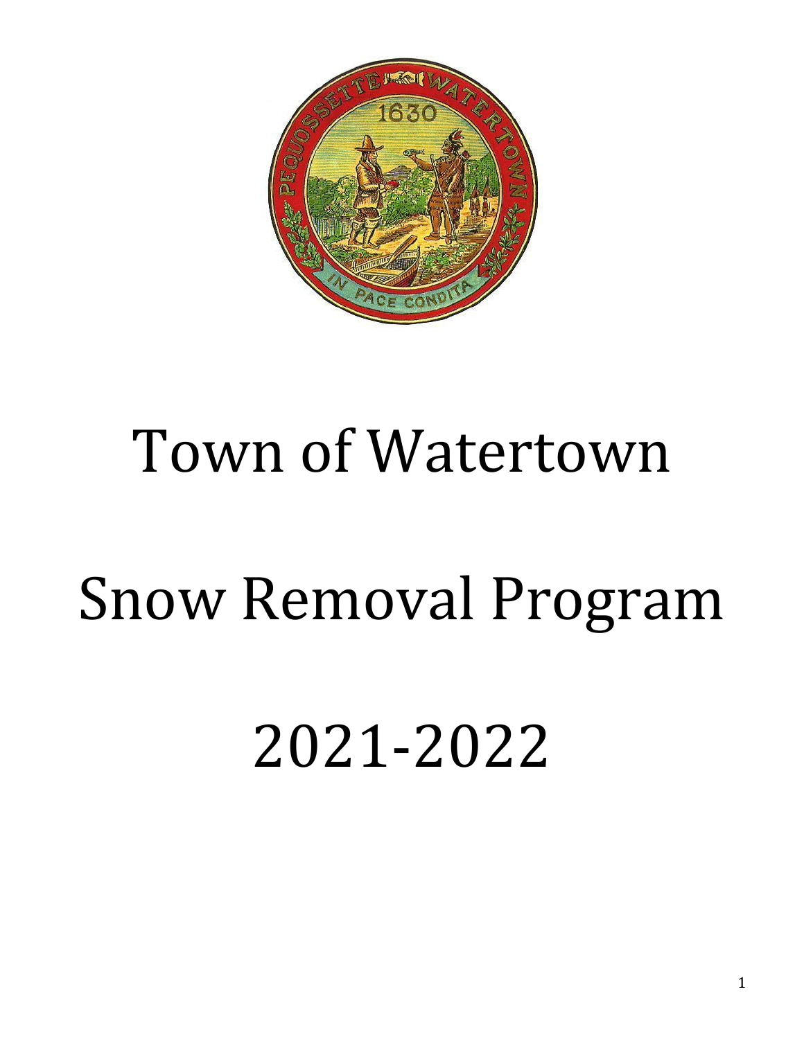# Town of Watertown

# Snow Removal Program

# 2021-2022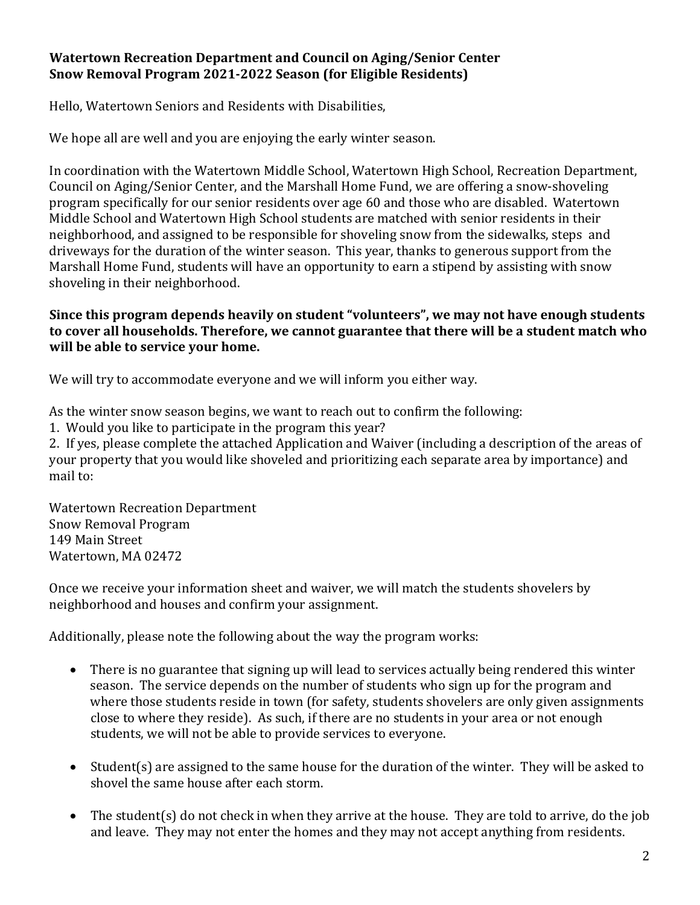**Watertown Recreation Department and Council on Aging/Senior Center**
**Snow Removal Program 2021-2022 Season (for Eligible Residents)**

Hello, Watertown Seniors and Residents with Disabilities,

We hope all are well and you are enjoying the early winter season.

In coordination with the Watertown Middle School, Watertown High School, Recreation Department, Council on Aging/Senior Center, and the Marshall Home Fund, we are offering a snow-shoveling program specifically for our senior residents over age 60 and those who are disabled. Watertown Middle School and Watertown High School students are matched with senior residents in their neighborhood, and assigned to be responsible for shoveling snow from the sidewalks, steps and driveways for the duration of the winter season. This year, thanks to generous support from the Marshall Home Fund, students will have an opportunity to earn a stipend by assisting with snow shoveling in their neighborhood.

**Since this program depends heavily on student "volunteers", we may not have enough students to cover all households. Therefore, we cannot guarantee that there will be a student match who will be able to service your home.**

We will try to accommodate everyone and we will inform you either way.

As the winter snow season begins, we want to reach out to confirm the following:

1. Would you like to participate in the program this year?
2. If yes, please complete the attached Application and Waiver (including a description of the areas of your property that you would like shoveled and prioritizing each separate area by importance) and mail to:

Watertown Recreation Department
Snow Removal Program
149 Main Street
Watertown, MA 02472

Once we receive your information sheet and waiver, we will match the students shovelers by neighborhood and houses and confirm your assignment.

Additionally, please note the following about the way the program works:

- There is no guarantee that signing up will lead to services actually being rendered this winter season. The service depends on the number of students who sign up for the program and where those students reside in town (for safety, students shovelers are only given assignments close to where they reside). As such, if there are no students in your area or not enough students, we will not be able to provide services to everyone.
- Student(s) are assigned to the same house for the duration of the winter. They will be asked to shovel the same house after each storm.
- The student(s) do not check in when they arrive at the house. They are told to arrive, do the job and leave. They may not enter the homes and they may not accept anything from residents.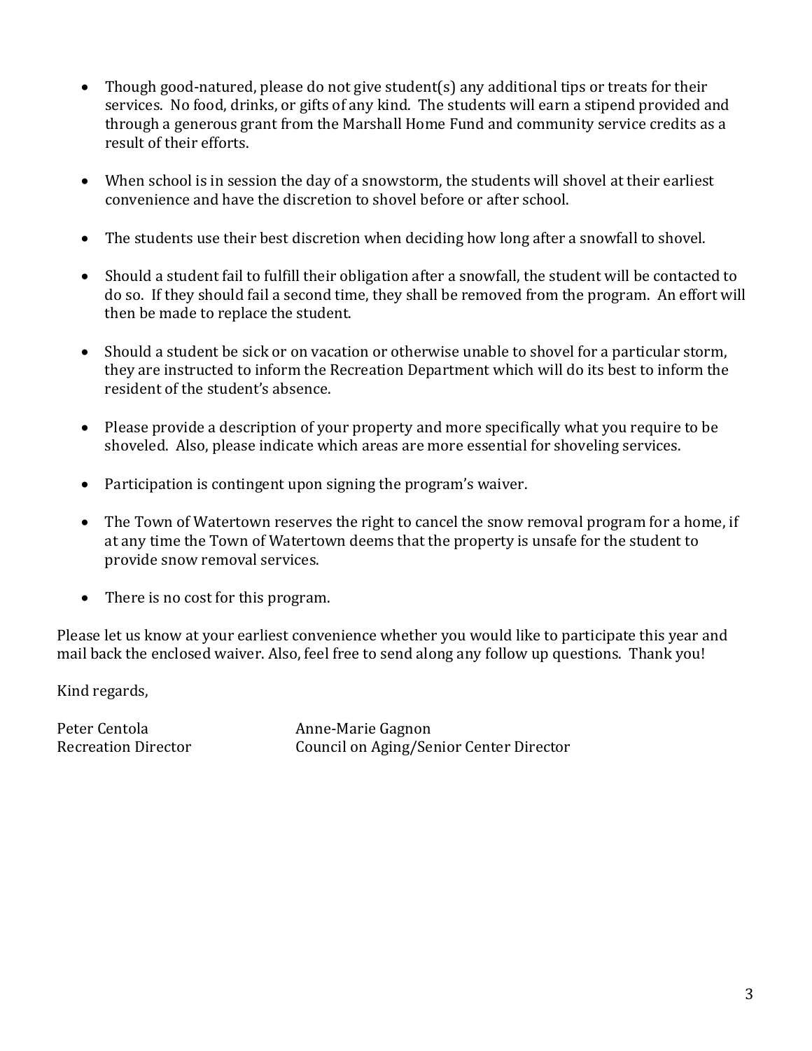- Though good-natured, please do not give student(s) any additional tips or treats for their services. No food, drinks, or gifts of any kind. The students will earn a stipend provided and through a generous grant from the Marshall Home Fund and community service credits as a result of their efforts.

- When school is in session the day of a snowstorm, the students will shovel at their earliest convenience and have the discretion to shovel before or after school.

- The students use their best discretion when deciding how long after a snowfall to shovel.

- Should a student fail to fulfill their obligation after a snowfall, the student will be contacted to do so. If they should fail a second time, they shall be removed from the program. An effort will then be made to replace the student.

- Should a student be sick or on vacation or otherwise unable to shovel for a particular storm, they are instructed to inform the Recreation Department which will do its best to inform the resident of the student's absence.

- Please provide a description of your property and more specifically what you require to be shoveled. Also, please indicate which areas are more essential for shoveling services.

- Participation is contingent upon signing the program's waiver.

- The Town of Watertown reserves the right to cancel the snow removal program for a home, if at any time the Town of Watertown deems that the property is unsafe for the student to provide snow removal services.

- There is no cost for this program.

Please let us know at your earliest convenience whether you would like to participate this year and mail back the enclosed waiver. Also, feel free to send along any follow up questions. Thank you!

Kind regards,

Peter Centola
Recreation Director

Anne-Marie Gagnon
Council on Aging/Senior Center Director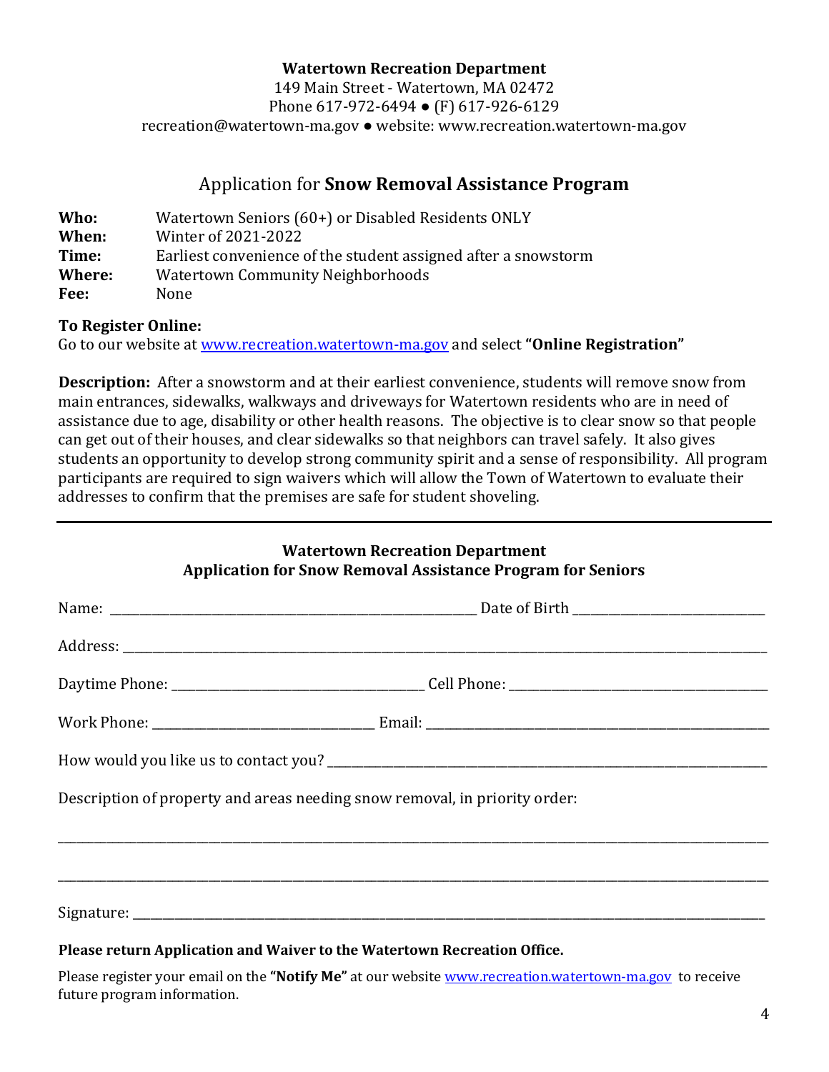**Watertown Recreation Department**
149 Main Street - Watertown, MA 02472
Phone 617-972-6494 ● (F) 617-926-6129
recreation@watertown-ma.gov ● website: www.recreation.watertown-ma.gov

# Application for **Snow Removal Assistance Program**

**Who:** Watertown Seniors (60+) or Disabled Residents ONLY
**When:** Winter of 2021-2022
**Time:** Earliest convenience of the student assigned after a snowstorm
**Where:** Watertown Community Neighborhoods
**Fee:** None

**To Register Online:**
Go to our website at [www.recreation.watertown-ma.gov](http://www.recreation.watertown-ma.gov) and select **"Online Registration"**

**Description:** After a snowstorm and at their earliest convenience, students will remove snow from main entrances, sidewalks, walkways and driveways for Watertown residents who are in need of assistance due to age, disability or other health reasons. The objective is to clear snow so that people can get out of their houses, and clear sidewalks so that neighbors can travel safely. It also gives students an opportunity to develop strong community spirit and a sense of responsibility. All program participants are required to sign waivers which will allow the Town of Watertown to evaluate their addresses to confirm that the premises are safe for student shoveling.

---

## Watertown Recreation Department
## Application for Snow Removal Assistance Program for Seniors

Name: ______________________________ Date of Birth ______________________

Address: ____________________________________________________________

Daytime Phone: ______________________ Cell Phone: ______________________

Work Phone: ______________________ Email: ______________________________

How would you like us to contact you? _________________________________

Description of property and areas needing snow removal, in priority order:

______________________________________________________________________

______________________________________________________________________

Signature: ___________________________________________________________

**Please return Application and Waiver to the Watertown Recreation Office.**

Please register your email on the **"Notify Me"** at our website [www.recreation.watertown-ma.gov](http://www.recreation.watertown-ma.gov) to receive future program information.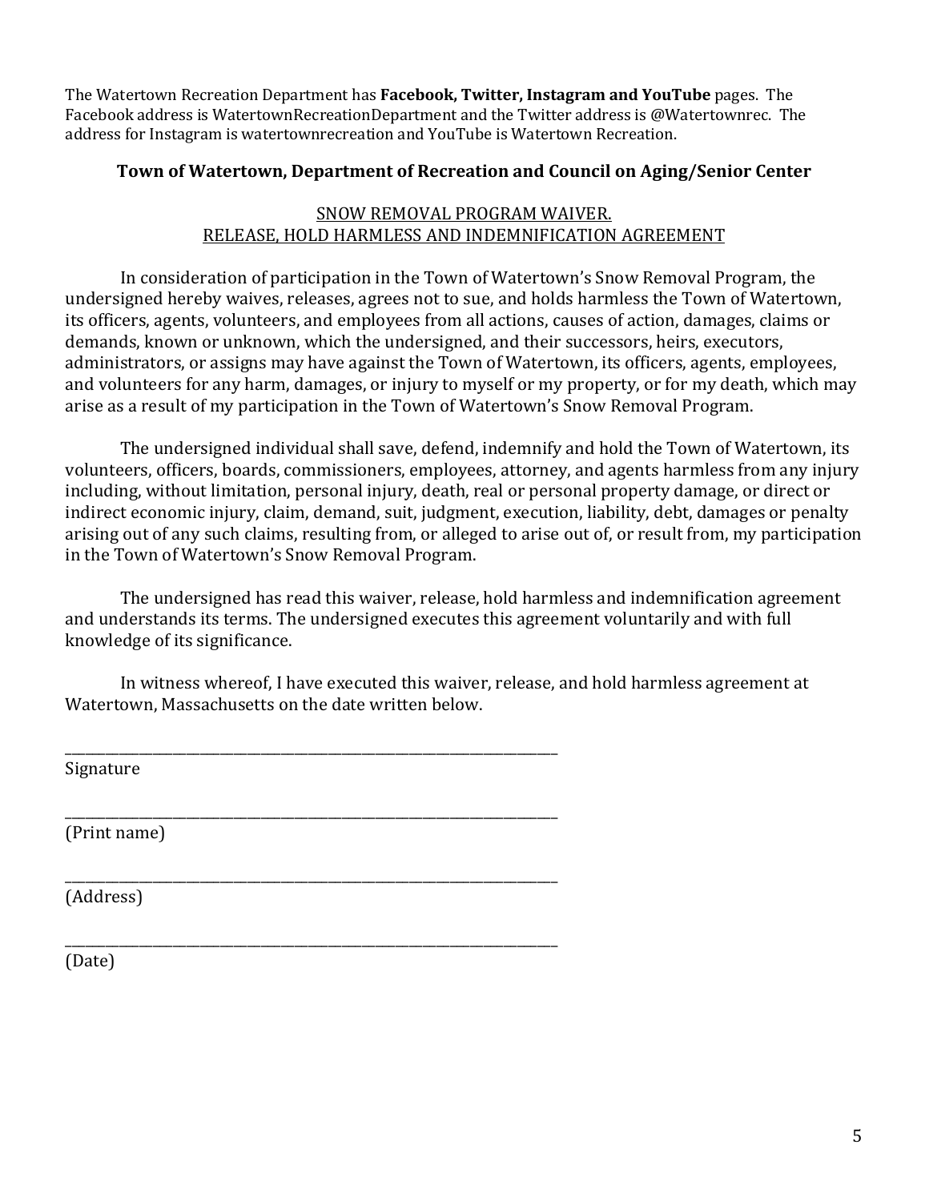The Watertown Recreation Department has **Facebook, Twitter, Instagram and YouTube** pages. The Facebook address is WatertownRecreationDepartment and the Twitter address is @Watertownrec. The address for Instagram is watertownrecreation and YouTube is Watertown Recreation.

**Town of Watertown, Department of Recreation and Council on Aging/Senior Center**

SNOW REMOVAL PROGRAM WAIVER.
RELEASE, HOLD HARMLESS AND INDEMNIFICATION AGREEMENT

In consideration of participation in the Town of Watertown's Snow Removal Program, the undersigned hereby waives, releases, agrees not to sue, and holds harmless the Town of Watertown, its officers, agents, volunteers, and employees from all actions, causes of action, damages, claims or demands, known or unknown, which the undersigned, and their successors, heirs, executors, administrators, or assigns may have against the Town of Watertown, its officers, agents, employees, and volunteers for any harm, damages, or injury to myself or my property, or for my death, which may arise as a result of my participation in the Town of Watertown's Snow Removal Program.

The undersigned individual shall save, defend, indemnify and hold the Town of Watertown, its volunteers, officers, boards, commissioners, employees, attorney, and agents harmless from any injury including, without limitation, personal injury, death, real or personal property damage, or direct or indirect economic injury, claim, demand, suit, judgment, execution, liability, debt, damages or penalty arising out of any such claims, resulting from, or alleged to arise out of, or result from, my participation in the Town of Watertown's Snow Removal Program.

The undersigned has read this waiver, release, hold harmless and indemnification agreement and understands its terms. The undersigned executes this agreement voluntarily and with full knowledge of its significance.

In witness whereof, I have executed this waiver, release, and hold harmless agreement at Watertown, Massachusetts on the date written below.

\_\_\_\_\_\_\_\_\_\_\_\_\_\_\_\_\_\_\_\_\_\_\_\_\_\_\_\_\_\_\_\_\_\_\_\_\_\_\_\_\_\_\_\_\_\_\_\_\_\_\_\_
Signature

\_\_\_\_\_\_\_\_\_\_\_\_\_\_\_\_\_\_\_\_\_\_\_\_\_\_\_\_\_\_\_\_\_\_\_\_\_\_\_\_\_\_\_\_\_\_\_\_\_\_\_\_
(Print name)

\_\_\_\_\_\_\_\_\_\_\_\_\_\_\_\_\_\_\_\_\_\_\_\_\_\_\_\_\_\_\_\_\_\_\_\_\_\_\_\_\_\_\_\_\_\_\_\_\_\_\_\_
(Address)

\_\_\_\_\_\_\_\_\_\_\_\_\_\_\_\_\_\_\_\_\_\_\_\_\_\_\_\_\_\_\_\_\_\_\_\_\_\_\_\_\_\_\_\_\_\_\_\_\_\_\_\_
(Date)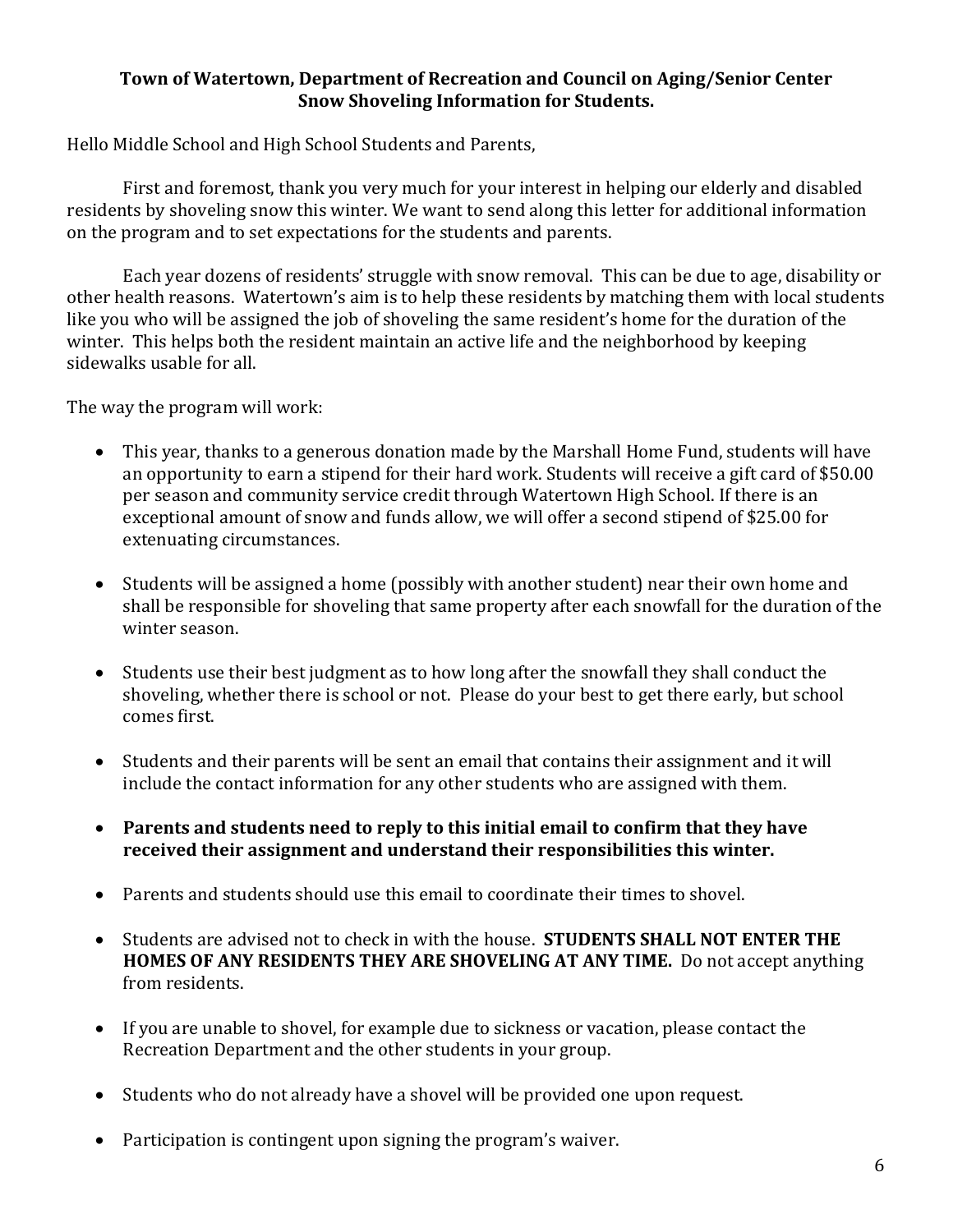**Town of Watertown, Department of Recreation and Council on Aging/Senior Center**
**Snow Shoveling Information for Students.**

Hello Middle School and High School Students and Parents,

First and foremost, thank you very much for your interest in helping our elderly and disabled residents by shoveling snow this winter. We want to send along this letter for additional information on the program and to set expectations for the students and parents.

Each year dozens of residents' struggle with snow removal. This can be due to age, disability or other health reasons. Watertown's aim is to help these residents by matching them with local students like you who will be assigned the job of shoveling the same resident's home for the duration of the winter. This helps both the resident maintain an active life and the neighborhood by keeping sidewalks usable for all.

The way the program will work:

- This year, thanks to a generous donation made by the Marshall Home Fund, students will have an opportunity to earn a stipend for their hard work. Students will receive a gift card of $50.00 per season and community service credit through Watertown High School. If there is an exceptional amount of snow and funds allow, we will offer a second stipend of $25.00 for extenuating circumstances.
- Students will be assigned a home (possibly with another student) near their own home and shall be responsible for shoveling that same property after each snowfall for the duration of the winter season.
- Students use their best judgment as to how long after the snowfall they shall conduct the shoveling, whether there is school or not. Please do your best to get there early, but school comes first.
- Students and their parents will be sent an email that contains their assignment and it will include the contact information for any other students who are assigned with them.
- **Parents and students need to reply to this initial email to confirm that they have received their assignment and understand their responsibilities this winter.**
- Parents and students should use this email to coordinate their times to shovel.
- Students are advised not to check in with the house. **STUDENTS SHALL NOT ENTER THE HOMES OF ANY RESIDENTS THEY ARE SHOVELING AT ANY TIME.** Do not accept anything from residents.
- If you are unable to shovel, for example due to sickness or vacation, please contact the Recreation Department and the other students in your group.
- Students who do not already have a shovel will be provided one upon request.
- Participation is contingent upon signing the program's waiver.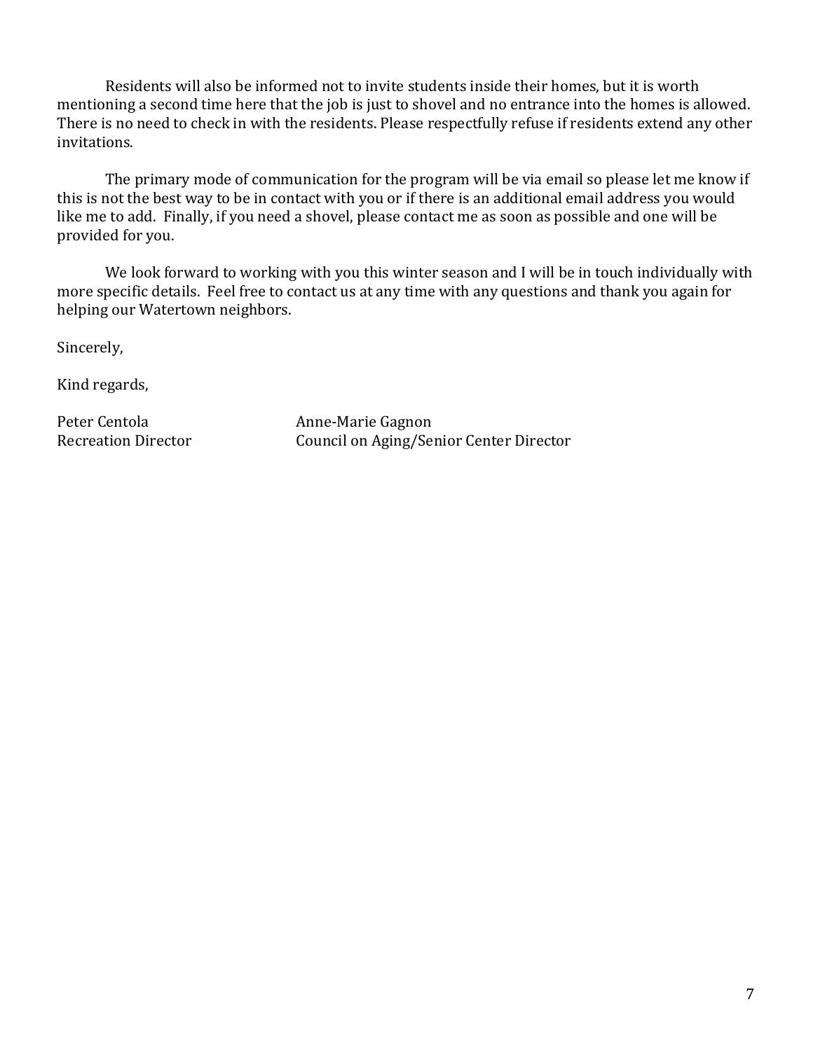Residents will also be informed not to invite students inside their homes, but it is worth mentioning a second time here that the job is just to shovel and no entrance into the homes is allowed. There is no need to check in with the residents. Please respectfully refuse if residents extend any other invitations.

The primary mode of communication for the program will be via email so please let me know if this is not the best way to be in contact with you or if there is an additional email address you would like me to add. Finally, if you need a shovel, please contact me as soon as possible and one will be provided for you.

We look forward to working with you this winter season and I will be in touch individually with more specific details. Feel free to contact us at any time with any questions and thank you again for helping our Watertown neighbors.

Sincerely,

Kind regards,

Peter Centola
Recreation Director

Anne-Marie Gagnon
Council on Aging/Senior Center Director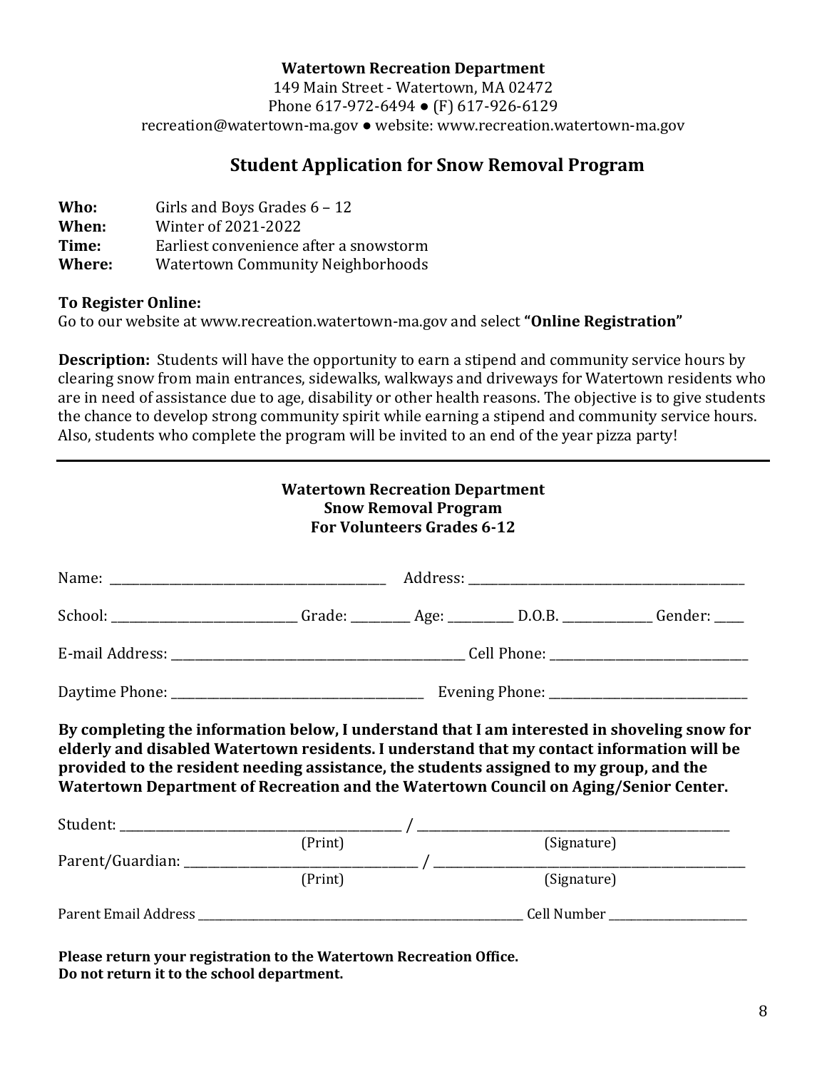**Watertown Recreation Department**

149 Main Street - Watertown, MA 02472
Phone 617-972-6494 ● (F) 617-926-6129
recreation@watertown-ma.gov ● website: www.recreation.watertown-ma.gov

## Student Application for Snow Removal Program

**Who:** Girls and Boys Grades 6 – 12
**When:** Winter of 2021-2022
**Time:** Earliest convenience after a snowstorm
**Where:** Watertown Community Neighborhoods

**To Register Online:**
Go to our website at www.recreation.watertown-ma.gov and select **"Online Registration"**

**Description:** Students will have the opportunity to earn a stipend and community service hours by clearing snow from main entrances, sidewalks, walkways and driveways for Watertown residents who are in need of assistance due to age, disability or other health reasons. The objective is to give students the chance to develop strong community spirit while earning a stipend and community service hours. Also, students who complete the program will be invited to an end of the year pizza party!

---

**Watertown Recreation Department**
**Snow Removal Program**
**For Volunteers Grades 6-12**

Name: ______________________________ Address: ______________________________

School: ____________________ Grade: ________ Age: ________ D.O.B. ____________ Gender: ____

E-mail Address: ______________________________ Cell Phone: ______________________

Daytime Phone: ___________________________ Evening Phone: ______________________

**By completing the information below, I understand that I am interested in shoveling snow for elderly and disabled Watertown residents. I understand that my contact information will be provided to the resident needing assistance, the students assigned to my group, and the Watertown Department of Recreation and the Watertown Council on Aging/Senior Center.**

Student: ______________________________ / ______________________________
(Print) (Signature)

Parent/Guardian: ______________________________ / ______________________________
(Print) (Signature)

Parent Email Address ______________________________ Cell Number ____________________

**Please return your registration to the Watertown Recreation Office.**
**Do not return it to the school department.**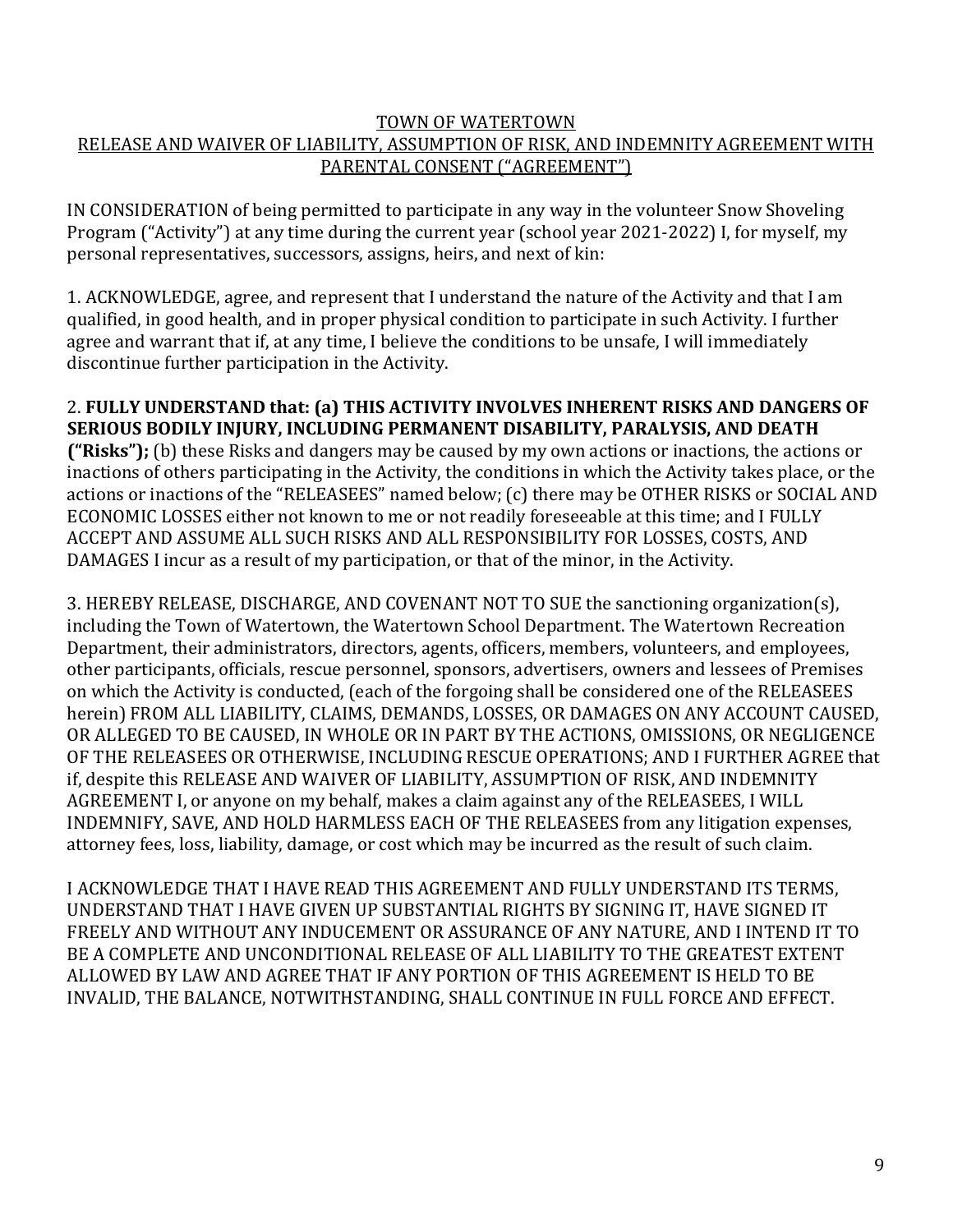# TOWN OF WATERTOWN
## RELEASE AND WAIVER OF LIABILITY, ASSUMPTION OF RISK, AND INDEMNITY AGREEMENT WITH PARENTAL CONSENT ("AGREEMENT")

IN CONSIDERATION of being permitted to participate in any way in the volunteer Snow Shoveling Program ("Activity") at any time during the current year (school year 2021-2022) I, for myself, my personal representatives, successors, assigns, heirs, and next of kin:

1. ACKNOWLEDGE, agree, and represent that I understand the nature of the Activity and that I am qualified, in good health, and in proper physical condition to participate in such Activity. I further agree and warrant that if, at any time, I believe the conditions to be unsafe, I will immediately discontinue further participation in the Activity.

2. **FULLY UNDERSTAND that: (a) THIS ACTIVITY INVOLVES INHERENT RISKS AND DANGERS OF SERIOUS BODILY INJURY, INCLUDING PERMANENT DISABILITY, PARALYSIS, AND DEATH ("Risks");** (b) these Risks and dangers may be caused by my own actions or inactions, the actions or inactions of others participating in the Activity, the conditions in which the Activity takes place, or the actions or inactions of the "RELEASEES" named below; (c) there may be OTHER RISKS or SOCIAL AND ECONOMIC LOSSES either not known to me or not readily foreseeable at this time; and I FULLY ACCEPT AND ASSUME ALL SUCH RISKS AND ALL RESPONSIBILITY FOR LOSSES, COSTS, AND DAMAGES I incur as a result of my participation, or that of the minor, in the Activity.

3. HEREBY RELEASE, DISCHARGE, AND COVENANT NOT TO SUE the sanctioning organization(s), including the Town of Watertown, the Watertown School Department. The Watertown Recreation Department, their administrators, directors, agents, officers, members, volunteers, and employees, other participants, officials, rescue personnel, sponsors, advertisers, owners and lessees of Premises on which the Activity is conducted, (each of the forgoing shall be considered one of the RELEASEES herein) FROM ALL LIABILITY, CLAIMS, DEMANDS, LOSSES, OR DAMAGES ON ANY ACCOUNT CAUSED, OR ALLEGED TO BE CAUSED, IN WHOLE OR IN PART BY THE ACTIONS, OMISSIONS, OR NEGLIGENCE OF THE RELEASEES OR OTHERWISE, INCLUDING RESCUE OPERATIONS; AND I FURTHER AGREE that if, despite this RELEASE AND WAIVER OF LIABILITY, ASSUMPTION OF RISK, AND INDEMNITY AGREEMENT I, or anyone on my behalf, makes a claim against any of the RELEASEES, I WILL INDEMNIFY, SAVE, AND HOLD HARMLESS EACH OF THE RELEASEES from any litigation expenses, attorney fees, loss, liability, damage, or cost which may be incurred as the result of such claim.

I ACKNOWLEDGE THAT I HAVE READ THIS AGREEMENT AND FULLY UNDERSTAND ITS TERMS, UNDERSTAND THAT I HAVE GIVEN UP SUBSTANTIAL RIGHTS BY SIGNING IT, HAVE SIGNED IT FREELY AND WITHOUT ANY INDUCEMENT OR ASSURANCE OF ANY NATURE, AND I INTEND IT TO BE A COMPLETE AND UNCONDITIONAL RELEASE OF ALL LIABILITY TO THE GREATEST EXTENT ALLOWED BY LAW AND AGREE THAT IF ANY PORTION OF THIS AGREEMENT IS HELD TO BE INVALID, THE BALANCE, NOTWITHSTANDING, SHALL CONTINUE IN FULL FORCE AND EFFECT.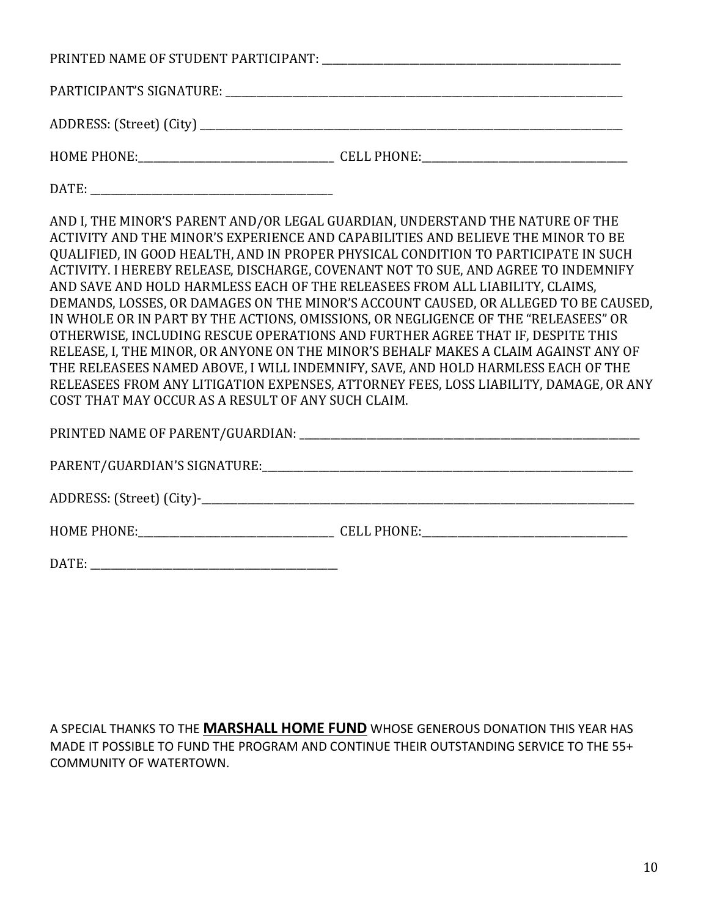PRINTED NAME OF STUDENT PARTICIPANT: ___________________________________________________

PARTICIPANT'S SIGNATURE: ______________________________________________________________

ADDRESS: (Street) (City) ________________________________________________________________

HOME PHONE:_____________________________ CELL PHONE:_______________________________

DATE: __________________________________

AND I, THE MINOR'S PARENT AND/OR LEGAL GUARDIAN, UNDERSTAND THE NATURE OF THE ACTIVITY AND THE MINOR'S EXPERIENCE AND CAPABILITIES AND BELIEVE THE MINOR TO BE QUALIFIED, IN GOOD HEALTH, AND IN PROPER PHYSICAL CONDITION TO PARTICIPATE IN SUCH ACTIVITY. I HEREBY RELEASE, DISCHARGE, COVENANT NOT TO SUE, AND AGREE TO INDEMNIFY AND SAVE AND HOLD HARMLESS EACH OF THE RELEASEES FROM ALL LIABILITY, CLAIMS, DEMANDS, LOSSES, OR DAMAGES ON THE MINOR'S ACCOUNT CAUSED, OR ALLEGED TO BE CAUSED, IN WHOLE OR IN PART BY THE ACTIONS, OMISSIONS, OR NEGLIGENCE OF THE "RELEASEES" OR OTHERWISE, INCLUDING RESCUE OPERATIONS AND FURTHER AGREE THAT IF, DESPITE THIS RELEASE, I, THE MINOR, OR ANYONE ON THE MINOR'S BEHALF MAKES A CLAIM AGAINST ANY OF THE RELEASEES NAMED ABOVE, I WILL INDEMNIFY, SAVE, AND HOLD HARMLESS EACH OF THE RELEASEES FROM ANY LITIGATION EXPENSES, ATTORNEY FEES, LOSS LIABILITY, DAMAGE, OR ANY COST THAT MAY OCCUR AS A RESULT OF ANY SUCH CLAIM.

PRINTED NAME OF PARENT/GUARDIAN: ______________________________________________________

PARENT/GUARDIAN'S SIGNATURE:_________________________________________________________

ADDRESS: (Street) (City)-_______________________________________________________________

HOME PHONE:_____________________________ CELL PHONE:_______________________________

DATE: __________________________________

A SPECIAL THANKS TO THE **MARSHALL HOME FUND** WHOSE GENEROUS DONATION THIS YEAR HAS MADE IT POSSIBLE TO FUND THE PROGRAM AND CONTINUE THEIR OUTSTANDING SERVICE TO THE 55+ COMMUNITY OF WATERTOWN.